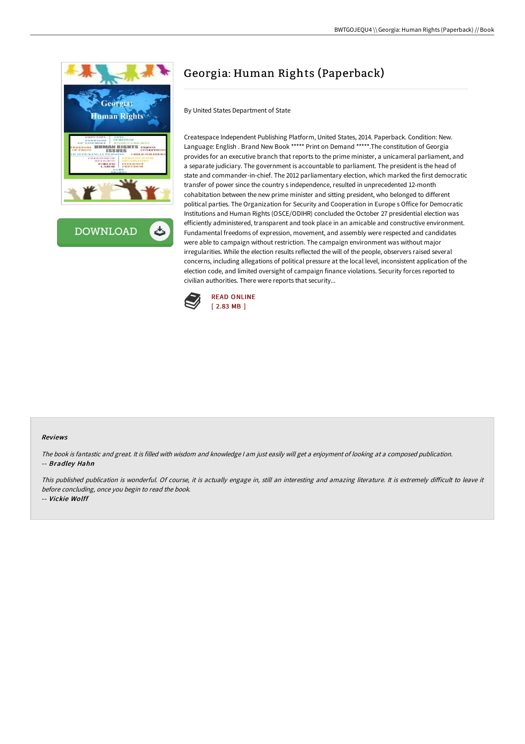# Georgia: Human Rights (Paperback)

By United States Department of State

Createspace Independent Publishing Platform, United States, 2014. Paperback. Condition: New. Language: English . Brand New Book ***** Print on Demand *****.The constitution of Georgia provides for an executive branch that reports to the prime minister, a unicameral parliament, and a separate judiciary. The government is accountable to parliament. The president is the head of state and commander-in-chief. The 2012 parliamentary election, which marked the first democratic transfer of power since the country s independence, resulted in unprecedented 12-month cohabitation between the new prime minister and sitting president, who belonged to different political parties. The Organization for Security and Cooperation in Europe s Office for Democratic Institutions and Human Rights (OSCE/ODIHR) concluded the October 27 presidential election was efficiently administered, transparent and took place in an amicable and constructive environment. Fundamental freedoms of expression, movement, and assembly were respected and candidates were able to campaign without restriction. The campaign environment was without major irregularities. While the election results reflected the will of the people, observers raised several concerns, including allegations of political pressure at the local level, inconsistent application of the election code, and limited oversight of campaign finance violations. Security forces reported to civilian authorities. There were reports that security...

DOWNLOAD

READ ONLINE
[ 2.83 MB ]

### Reviews

*The book is fantastic and great. It is filled with wisdom and knowledge I am just easily will get a enjoyment of looking at a composed publication.*
*-- **Bradley Hahn***

*This published publication is wonderful. Of course, it is actually engage in, still an interesting and amazing literature. It is extremely difficult to leave it before concluding, once you begin to read the book.*
*-- **Vickie Wolff***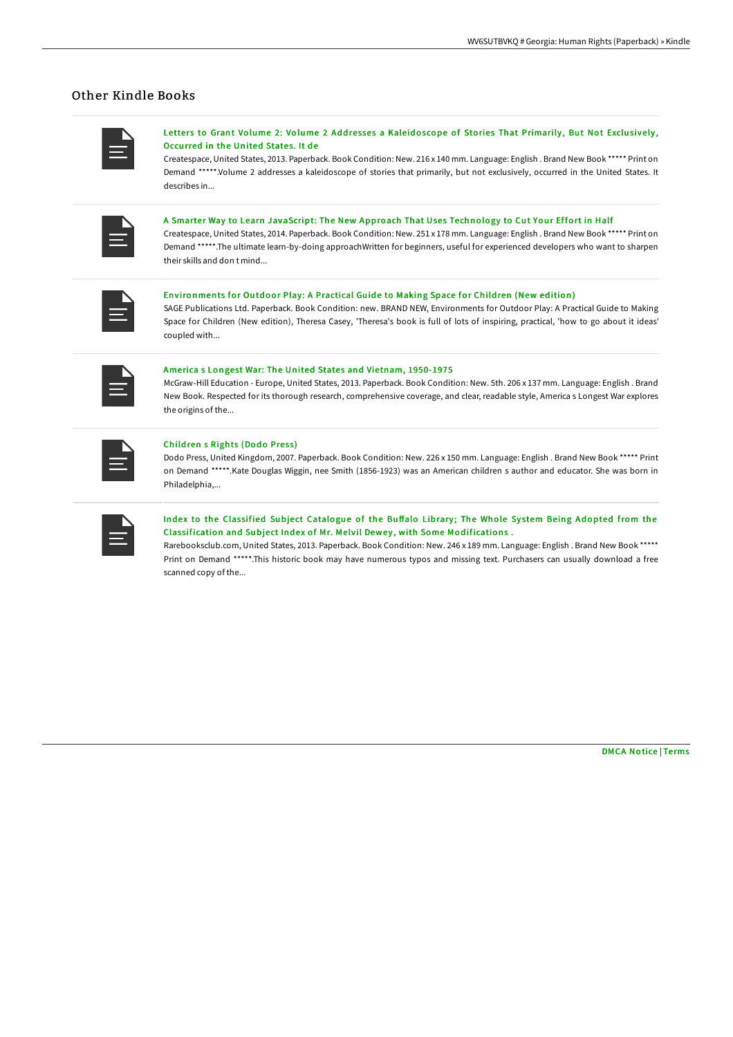## Other Kindle Books

### Letters to Grant Volume 2: Volume 2 Addresses a Kaleidoscope of Stories That Primarily, But Not Exclusively, Occurred in the United States. It de

Createspace, United States, 2013. Paperback. Book Condition: New. 216 x 140 mm. Language: English . Brand New Book ***** Print on Demand *****.Volume 2 addresses a kaleidoscope of stories that primarily, but not exclusively, occurred in the United States. It describes in...

### A Smarter Way to Learn JavaScript: The New Approach That Uses Technology to Cut Your Effort in Half

Createspace, United States, 2014. Paperback. Book Condition: New. 251 x 178 mm. Language: English . Brand New Book ***** Print on Demand *****.The ultimate learn-by-doing approachWritten for beginners, useful for experienced developers who want to sharpen their skills and don t mind...

### Environments for Outdoor Play: A Practical Guide to Making Space for Children (New edition)

SAGE Publications Ltd. Paperback. Book Condition: new. BRAND NEW, Environments for Outdoor Play: A Practical Guide to Making Space for Children (New edition), Theresa Casey, 'Theresa's book is full of lots of inspiring, practical, 'how to go about it ideas' coupled with...

### America s Longest War: The United States and Vietnam, 1950-1975

McGraw-Hill Education - Europe, United States, 2013. Paperback. Book Condition: New. 5th. 206 x 137 mm. Language: English . Brand New Book. Respected for its thorough research, comprehensive coverage, and clear, readable style, America s Longest War explores the origins of the...

### Children s Rights (Dodo Press)

Dodo Press, United Kingdom, 2007. Paperback. Book Condition: New. 226 x 150 mm. Language: English . Brand New Book ***** Print on Demand *****.Kate Douglas Wiggin, nee Smith (1856-1923) was an American children s author and educator. She was born in Philadelphia,...

### Index to the Classified Subject Catalogue of the Buffalo Library; The Whole System Being Adopted from the Classification and Subject Index of Mr. Melvil Dewey, with Some Modifications .

Rarebooksclub.com, United States, 2013. Paperback. Book Condition: New. 246 x 189 mm. Language: English . Brand New Book ***** Print on Demand *****.This historic book may have numerous typos and missing text. Purchasers can usually download a free scanned copy of the...